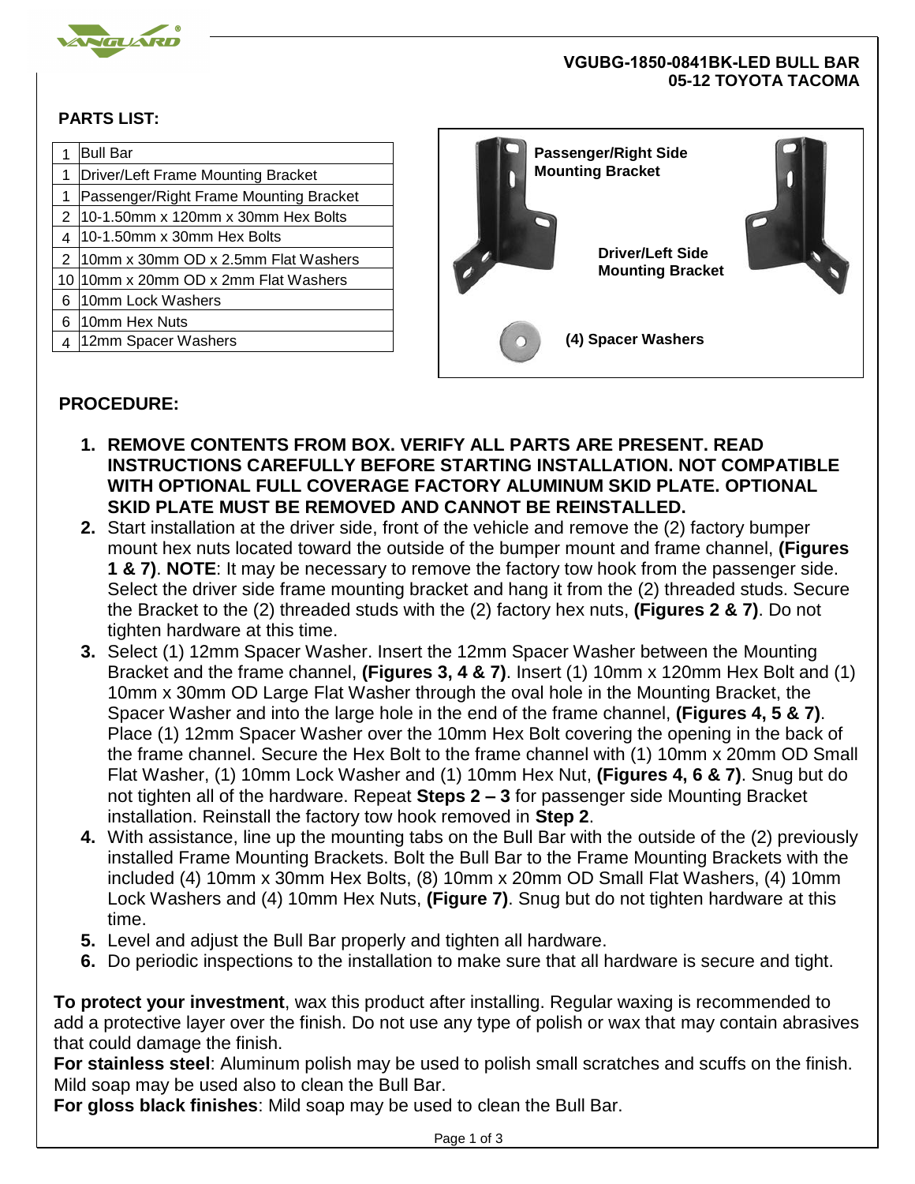**VGUBG-1850-0841BK-LED BULL BAR**
**05-12 TOYOTA TACOMA**

## PARTS LIST:

| Qty | Part |
|---|---|
| 1 | Bull Bar |
| 1 | Driver/Left Frame Mounting Bracket |
| 1 | Passenger/Right Frame Mounting Bracket |
| 2 | 10-1.50mm x 120mm x 30mm Hex Bolts |
| 4 | 10-1.50mm x 30mm Hex Bolts |
| 2 | 10mm x 30mm OD x 2.5mm Flat Washers |
| 10 | 10mm x 20mm OD x 2mm Flat Washers |
| 6 | 10mm Lock Washers |
| 6 | 10mm Hex Nuts |
| 4 | 12mm Spacer Washers |

**Passenger/Right Side Mounting Bracket**

**Driver/Left Side Mounting Bracket**

**(4) Spacer Washers**

## PROCEDURE:

1. **REMOVE CONTENTS FROM BOX. VERIFY ALL PARTS ARE PRESENT. READ INSTRUCTIONS CAREFULLY BEFORE STARTING INSTALLATION. NOT COMPATIBLE WITH OPTIONAL FULL COVERAGE FACTORY ALUMINUM SKID PLATE. OPTIONAL SKID PLATE MUST BE REMOVED AND CANNOT BE REINSTALLED.**
2. Start installation at the driver side, front of the vehicle and remove the (2) factory bumper mount hex nuts located toward the outside of the bumper mount and frame channel, **(Figures 1 & 7)**. **NOTE**: It may be necessary to remove the factory tow hook from the passenger side. Select the driver side frame mounting bracket and hang it from the (2) threaded studs. Secure the Bracket to the (2) threaded studs with the (2) factory hex nuts, **(Figures 2 & 7)**. Do not tighten hardware at this time.
3. Select (1) 12mm Spacer Washer. Insert the 12mm Spacer Washer between the Mounting Bracket and the frame channel, **(Figures 3, 4 & 7)**. Insert (1) 10mm x 120mm Hex Bolt and (1) 10mm x 30mm OD Large Flat Washer through the oval hole in the Mounting Bracket, the Spacer Washer and into the large hole in the end of the frame channel, **(Figures 4, 5 & 7)**. Place (1) 12mm Spacer Washer over the 10mm Hex Bolt covering the opening in the back of the frame channel. Secure the Hex Bolt to the frame channel with (1) 10mm x 20mm OD Small Flat Washer, (1) 10mm Lock Washer and (1) 10mm Hex Nut, **(Figures 4, 6 & 7)**. Snug but do not tighten all of the hardware. Repeat **Steps 2 – 3** for passenger side Mounting Bracket installation. Reinstall the factory tow hook removed in **Step 2**.
4. With assistance, line up the mounting tabs on the Bull Bar with the outside of the (2) previously installed Frame Mounting Brackets. Bolt the Bull Bar to the Frame Mounting Brackets with the included (4) 10mm x 30mm Hex Bolts, (8) 10mm x 20mm OD Small Flat Washers, (4) 10mm Lock Washers and (4) 10mm Hex Nuts, **(Figure 7)**. Snug but do not tighten hardware at this time.
5. Level and adjust the Bull Bar properly and tighten all hardware.
6. Do periodic inspections to the installation to make sure that all hardware is secure and tight.

**To protect your investment**, wax this product after installing. Regular waxing is recommended to add a protective layer over the finish. Do not use any type of polish or wax that may contain abrasives that could damage the finish.

**For stainless steel**: Aluminum polish may be used to polish small scratches and scuffs on the finish. Mild soap may be used also to clean the Bull Bar.

**For gloss black finishes**: Mild soap may be used to clean the Bull Bar.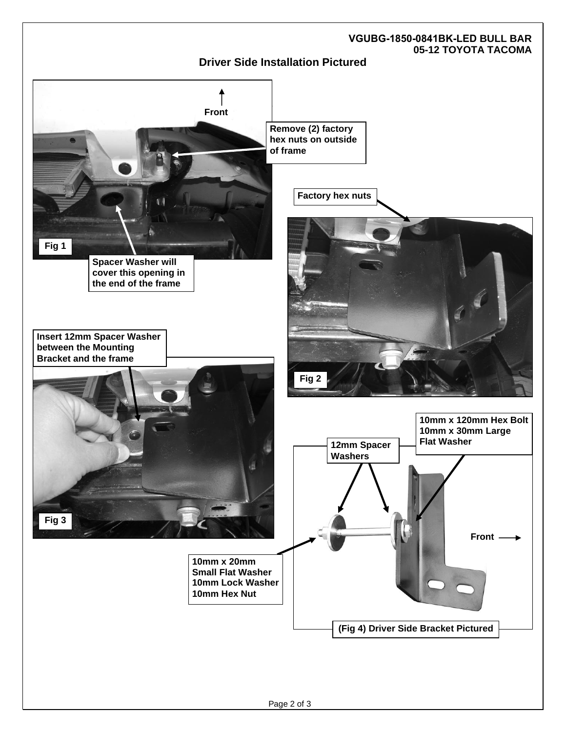**VGUBG-1850-0841BK-LED BULL BAR**
**05-12 TOYOTA TACOMA**

## Driver Side Installation Pictured

Front

Remove (2) factory hex nuts on outside of frame

Fig 1

Spacer Washer will cover this opening in the end of the frame

Factory hex nuts

Fig 2

Insert 12mm Spacer Washer between the Mounting Bracket and the frame

Fig 3

10mm x 120mm Hex Bolt
10mm x 30mm Large Flat Washer

12mm Spacer Washers

Front

10mm x 20mm Small Flat Washer
10mm Lock Washer
10mm Hex Nut

(Fig 4) Driver Side Bracket Pictured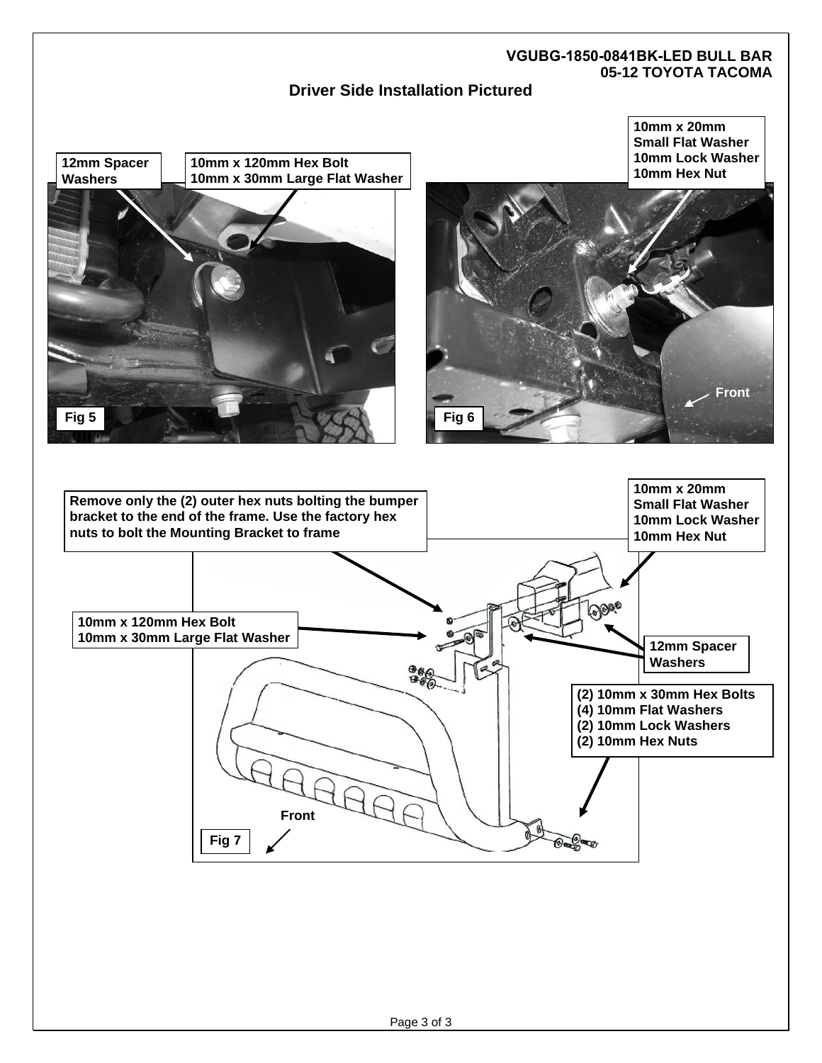VGUBG-1850-0841BK-LED BULL BAR
05-12 TOYOTA TACOMA

## Driver Side Installation Pictured

12mm Spacer Washers

10mm x 120mm Hex Bolt
10mm x 30mm Large Flat Washer

10mm x 20mm Small Flat Washer
10mm Lock Washer
10mm Hex Nut

Front

Fig 5

Fig 6

Remove only the (2) outer hex nuts bolting the bumper bracket to the end of the frame. Use the factory hex nuts to bolt the Mounting Bracket to frame

10mm x 20mm Small Flat Washer
10mm Lock Washer
10mm Hex Nut

10mm x 120mm Hex Bolt
10mm x 30mm Large Flat Washer

12mm Spacer Washers

(2) 10mm x 30mm Hex Bolts
(4) 10mm Flat Washers
(2) 10mm Lock Washers
(2) 10mm Hex Nuts

Front

Fig 7